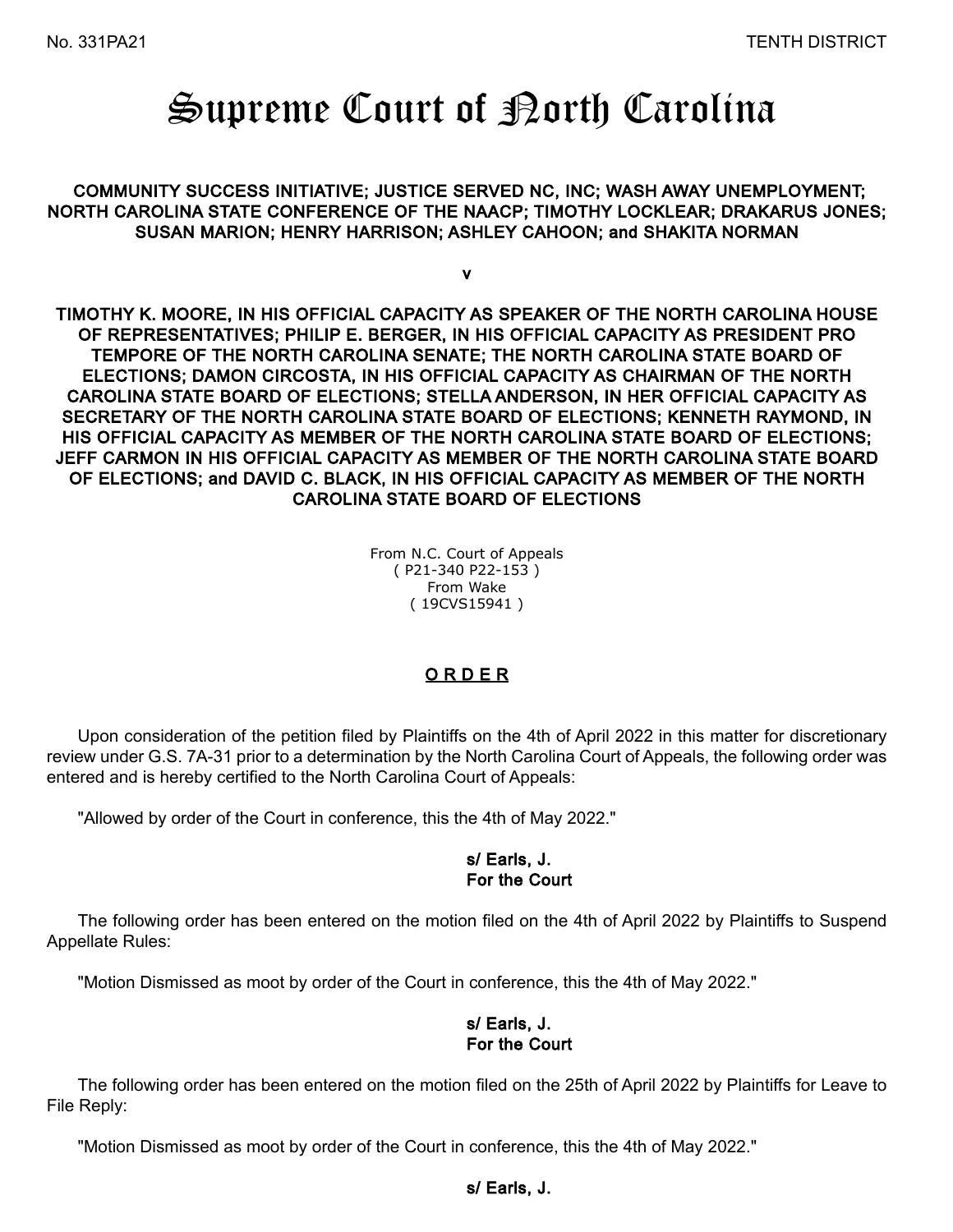No. 331PA21

TENTH DISTRICT

# Supreme Court of North Carolina

**COMMUNITY SUCCESS INITIATIVE; JUSTICE SERVED NC, INC; WASH AWAY UNEMPLOYMENT; NORTH CAROLINA STATE CONFERENCE OF THE NAACP; TIMOTHY LOCKLEAR; DRAKARUS JONES; SUSAN MARION; HENRY HARRISON; ASHLEY CAHOON; and SHAKITA NORMAN**

**v**

**TIMOTHY K. MOORE, IN HIS OFFICIAL CAPACITY AS SPEAKER OF THE NORTH CAROLINA HOUSE OF REPRESENTATIVES; PHILIP E. BERGER, IN HIS OFFICIAL CAPACITY AS PRESIDENT PRO TEMPORE OF THE NORTH CAROLINA SENATE; THE NORTH CAROLINA STATE BOARD OF ELECTIONS; DAMON CIRCOSTA, IN HIS OFFICIAL CAPACITY AS CHAIRMAN OF THE NORTH CAROLINA STATE BOARD OF ELECTIONS; STELLA ANDERSON, IN HER OFFICIAL CAPACITY AS SECRETARY OF THE NORTH CAROLINA STATE BOARD OF ELECTIONS; KENNETH RAYMOND, IN HIS OFFICIAL CAPACITY AS MEMBER OF THE NORTH CAROLINA STATE BOARD OF ELECTIONS; JEFF CARMON IN HIS OFFICIAL CAPACITY AS MEMBER OF THE NORTH CAROLINA STATE BOARD OF ELECTIONS; and DAVID C. BLACK, IN HIS OFFICIAL CAPACITY AS MEMBER OF THE NORTH CAROLINA STATE BOARD OF ELECTIONS**

From N.C. Court of Appeals
( P21-340 P22-153 )
From Wake
( 19CVS15941 )

## O R D E R

Upon consideration of the petition filed by Plaintiffs on the 4th of April 2022 in this matter for discretionary review under G.S. 7A-31 prior to a determination by the North Carolina Court of Appeals, the following order was entered and is hereby certified to the North Carolina Court of Appeals:

"Allowed by order of the Court in conference, this the 4th of May 2022."

**s/ Earls, J.**
**For the Court**

The following order has been entered on the motion filed on the 4th of April 2022 by Plaintiffs to Suspend Appellate Rules:

"Motion Dismissed as moot by order of the Court in conference, this the 4th of May 2022."

**s/ Earls, J.**
**For the Court**

The following order has been entered on the motion filed on the 25th of April 2022 by Plaintiffs for Leave to File Reply:

"Motion Dismissed as moot by order of the Court in conference, this the 4th of May 2022."

**s/ Earls, J.**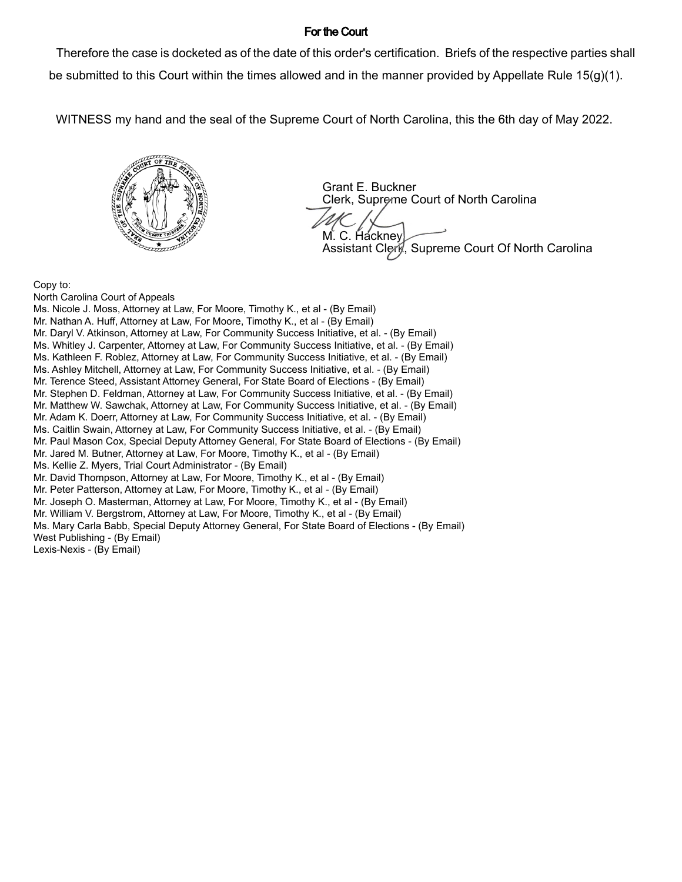**For the Court**

Therefore the case is docketed as of the date of this order's certification. Briefs of the respective parties shall be submitted to this Court within the times allowed and in the manner provided by Appellate Rule 15(g)(1).

WITNESS my hand and the seal of the Supreme Court of North Carolina, this the 6th day of May 2022.

Grant E. Buckner
Clerk, Supreme Court of North Carolina

M. C. Hackney
Assistant Clerk, Supreme Court Of North Carolina

Copy to:
North Carolina Court of Appeals
Ms. Nicole J. Moss, Attorney at Law, For Moore, Timothy K., et al - (By Email)
Mr. Nathan A. Huff, Attorney at Law, For Moore, Timothy K., et al - (By Email)
Mr. Daryl V. Atkinson, Attorney at Law, For Community Success Initiative, et al. - (By Email)
Ms. Whitley J. Carpenter, Attorney at Law, For Community Success Initiative, et al. - (By Email)
Ms. Kathleen F. Roblez, Attorney at Law, For Community Success Initiative, et al. - (By Email)
Ms. Ashley Mitchell, Attorney at Law, For Community Success Initiative, et al. - (By Email)
Mr. Terence Steed, Assistant Attorney General, For State Board of Elections - (By Email)
Mr. Stephen D. Feldman, Attorney at Law, For Community Success Initiative, et al. - (By Email)
Mr. Matthew W. Sawchak, Attorney at Law, For Community Success Initiative, et al. - (By Email)
Mr. Adam K. Doerr, Attorney at Law, For Community Success Initiative, et al. - (By Email)
Ms. Caitlin Swain, Attorney at Law, For Community Success Initiative, et al. - (By Email)
Mr. Paul Mason Cox, Special Deputy Attorney General, For State Board of Elections - (By Email)
Mr. Jared M. Butner, Attorney at Law, For Moore, Timothy K., et al - (By Email)
Ms. Kellie Z. Myers, Trial Court Administrator - (By Email)
Mr. David Thompson, Attorney at Law, For Moore, Timothy K., et al - (By Email)
Mr. Peter Patterson, Attorney at Law, For Moore, Timothy K., et al - (By Email)
Mr. Joseph O. Masterman, Attorney at Law, For Moore, Timothy K., et al - (By Email)
Mr. William V. Bergstrom, Attorney at Law, For Moore, Timothy K., et al - (By Email)
Ms. Mary Carla Babb, Special Deputy Attorney General, For State Board of Elections - (By Email)
West Publishing - (By Email)
Lexis-Nexis - (By Email)